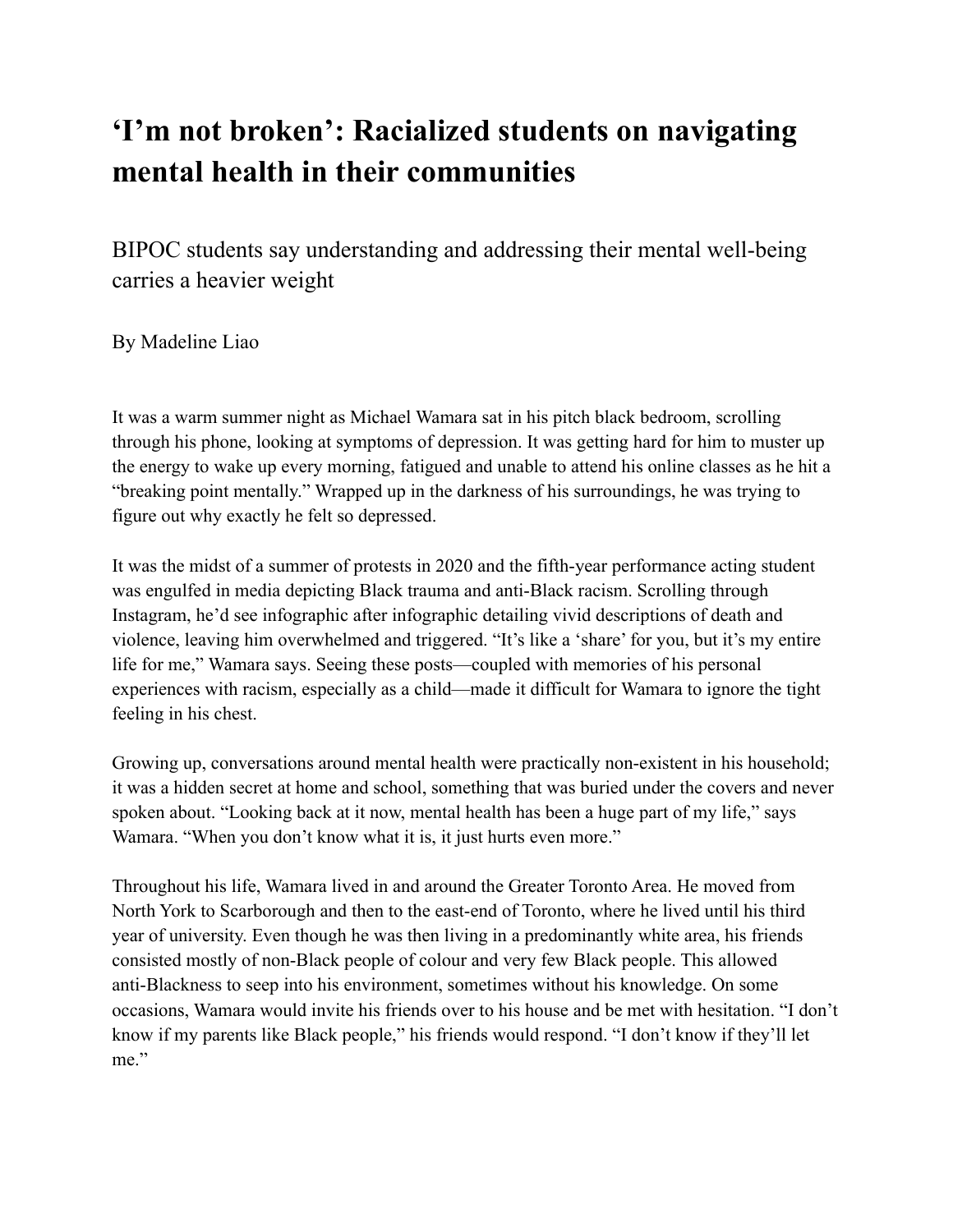# ‘I’m not broken’: Racialized students on navigating mental health in their communities

BIPOC students say understanding and addressing their mental well-being carries a heavier weight

By Madeline Liao

It was a warm summer night as Michael Wamara sat in his pitch black bedroom, scrolling through his phone, looking at symptoms of depression. It was getting hard for him to muster up the energy to wake up every morning, fatigued and unable to attend his online classes as he hit a “breaking point mentally.” Wrapped up in the darkness of his surroundings, he was trying to figure out why exactly he felt so depressed.

It was the midst of a summer of protests in 2020 and the fifth-year performance acting student was engulfed in media depicting Black trauma and anti-Black racism. Scrolling through Instagram, he’d see infographic after infographic detailing vivid descriptions of death and violence, leaving him overwhelmed and triggered. “It’s like a ‘share’ for you, but it’s my entire life for me,” Wamara says. Seeing these posts—coupled with memories of his personal experiences with racism, especially as a child—made it difficult for Wamara to ignore the tight feeling in his chest.

Growing up, conversations around mental health were practically non-existent in his household; it was a hidden secret at home and school, something that was buried under the covers and never spoken about. “Looking back at it now, mental health has been a huge part of my life,” says Wamara. “When you don’t know what it is, it just hurts even more.”

Throughout his life, Wamara lived in and around the Greater Toronto Area. He moved from North York to Scarborough and then to the east-end of Toronto, where he lived until his third year of university. Even though he was then living in a predominantly white area, his friends consisted mostly of non-Black people of colour and very few Black people. This allowed anti-Blackness to seep into his environment, sometimes without his knowledge. On some occasions, Wamara would invite his friends over to his house and be met with hesitation. “I don’t know if my parents like Black people,” his friends would respond. “I don’t know if they’ll let me.”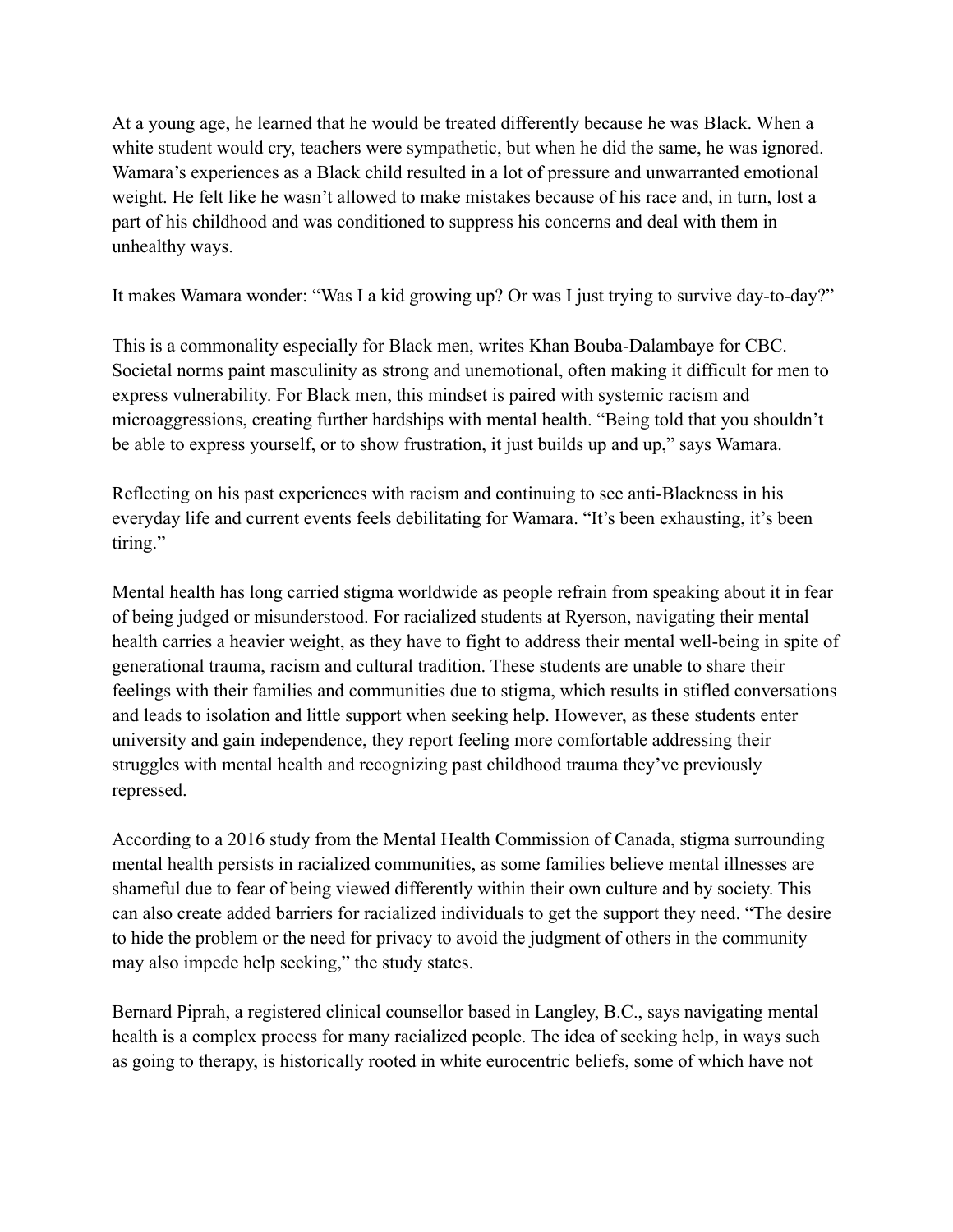At a young age, he learned that he would be treated differently because he was Black. When a white student would cry, teachers were sympathetic, but when he did the same, he was ignored. Wamara's experiences as a Black child resulted in a lot of pressure and unwarranted emotional weight. He felt like he wasn't allowed to make mistakes because of his race and, in turn, lost a part of his childhood and was conditioned to suppress his concerns and deal with them in unhealthy ways.

It makes Wamara wonder: "Was I a kid growing up? Or was I just trying to survive day-to-day?"

This is a commonality especially for Black men, writes Khan Bouba-Dalambaye for CBC. Societal norms paint masculinity as strong and unemotional, often making it difficult for men to express vulnerability. For Black men, this mindset is paired with systemic racism and microaggressions, creating further hardships with mental health. "Being told that you shouldn't be able to express yourself, or to show frustration, it just builds up and up," says Wamara.

Reflecting on his past experiences with racism and continuing to see anti-Blackness in his everyday life and current events feels debilitating for Wamara. "It's been exhausting, it's been tiring."

Mental health has long carried stigma worldwide as people refrain from speaking about it in fear of being judged or misunderstood. For racialized students at Ryerson, navigating their mental health carries a heavier weight, as they have to fight to address their mental well-being in spite of generational trauma, racism and cultural tradition. These students are unable to share their feelings with their families and communities due to stigma, which results in stifled conversations and leads to isolation and little support when seeking help. However, as these students enter university and gain independence, they report feeling more comfortable addressing their struggles with mental health and recognizing past childhood trauma they've previously repressed.

According to a 2016 study from the Mental Health Commission of Canada, stigma surrounding mental health persists in racialized communities, as some families believe mental illnesses are shameful due to fear of being viewed differently within their own culture and by society. This can also create added barriers for racialized individuals to get the support they need. "The desire to hide the problem or the need for privacy to avoid the judgment of others in the community may also impede help seeking," the study states.

Bernard Piprah, a registered clinical counsellor based in Langley, B.C., says navigating mental health is a complex process for many racialized people. The idea of seeking help, in ways such as going to therapy, is historically rooted in white eurocentric beliefs, some of which have not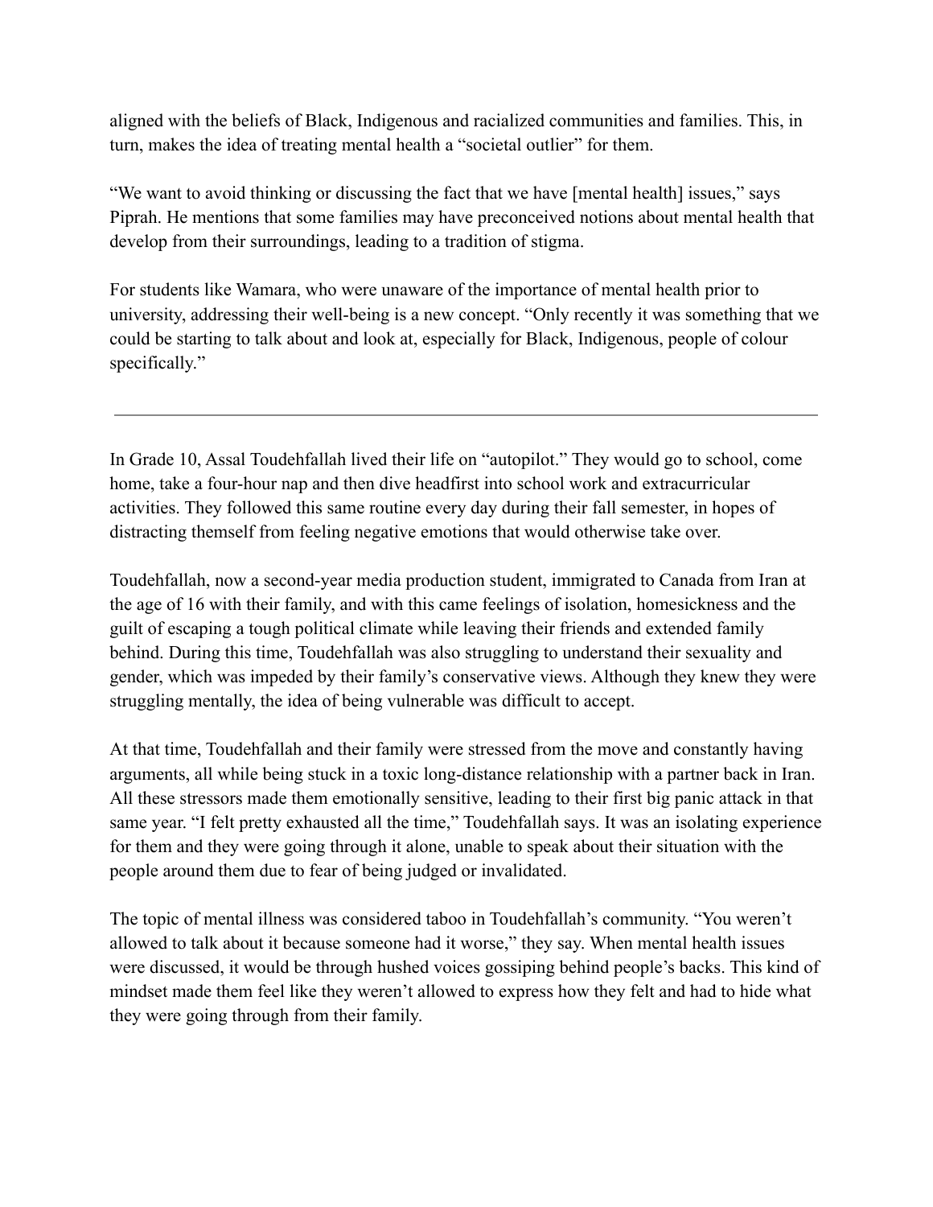aligned with the beliefs of Black, Indigenous and racialized communities and families. This, in turn, makes the idea of treating mental health a "societal outlier" for them.

"We want to avoid thinking or discussing the fact that we have [mental health] issues," says Piprah. He mentions that some families may have preconceived notions about mental health that develop from their surroundings, leading to a tradition of stigma.

For students like Wamara, who were unaware of the importance of mental health prior to university, addressing their well-being is a new concept. "Only recently it was something that we could be starting to talk about and look at, especially for Black, Indigenous, people of colour specifically."

---

In Grade 10, Assal Toudehfallah lived their life on "autopilot." They would go to school, come home, take a four-hour nap and then dive headfirst into school work and extracurricular activities. They followed this same routine every day during their fall semester, in hopes of distracting themself from feeling negative emotions that would otherwise take over.

Toudehfallah, now a second-year media production student, immigrated to Canada from Iran at the age of 16 with their family, and with this came feelings of isolation, homesickness and the guilt of escaping a tough political climate while leaving their friends and extended family behind. During this time, Toudehfallah was also struggling to understand their sexuality and gender, which was impeded by their family's conservative views. Although they knew they were struggling mentally, the idea of being vulnerable was difficult to accept.

At that time, Toudehfallah and their family were stressed from the move and constantly having arguments, all while being stuck in a toxic long-distance relationship with a partner back in Iran. All these stressors made them emotionally sensitive, leading to their first big panic attack in that same year. "I felt pretty exhausted all the time," Toudehfallah says. It was an isolating experience for them and they were going through it alone, unable to speak about their situation with the people around them due to fear of being judged or invalidated.

The topic of mental illness was considered taboo in Toudehfallah's community. "You weren't allowed to talk about it because someone had it worse," they say. When mental health issues were discussed, it would be through hushed voices gossiping behind people's backs. This kind of mindset made them feel like they weren't allowed to express how they felt and had to hide what they were going through from their family.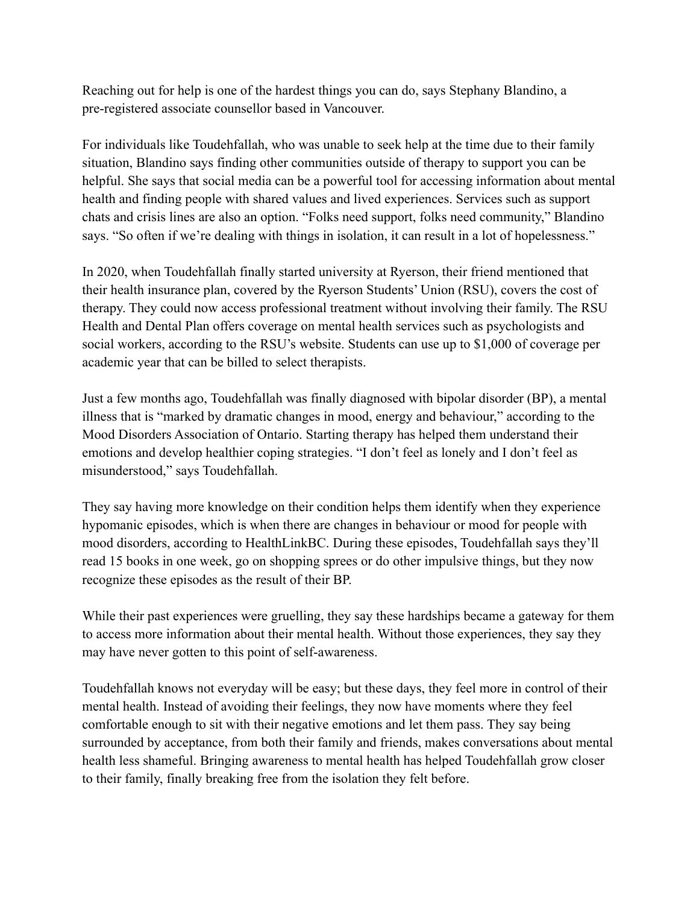Reaching out for help is one of the hardest things you can do, says Stephany Blandino, a pre-registered associate counsellor based in Vancouver.

For individuals like Toudehfallah, who was unable to seek help at the time due to their family situation, Blandino says finding other communities outside of therapy to support you can be helpful. She says that social media can be a powerful tool for accessing information about mental health and finding people with shared values and lived experiences. Services such as support chats and crisis lines are also an option. "Folks need support, folks need community," Blandino says. "So often if we're dealing with things in isolation, it can result in a lot of hopelessness."

In 2020, when Toudehfallah finally started university at Ryerson, their friend mentioned that their health insurance plan, covered by the Ryerson Students' Union (RSU), covers the cost of therapy. They could now access professional treatment without involving their family. The RSU Health and Dental Plan offers coverage on mental health services such as psychologists and social workers, according to the RSU's website. Students can use up to $1,000 of coverage per academic year that can be billed to select therapists.

Just a few months ago, Toudehfallah was finally diagnosed with bipolar disorder (BP), a mental illness that is "marked by dramatic changes in mood, energy and behaviour," according to the Mood Disorders Association of Ontario. Starting therapy has helped them understand their emotions and develop healthier coping strategies. "I don't feel as lonely and I don't feel as misunderstood," says Toudehfallah.

They say having more knowledge on their condition helps them identify when they experience hypomanic episodes, which is when there are changes in behaviour or mood for people with mood disorders, according to HealthLinkBC. During these episodes, Toudehfallah says they'll read 15 books in one week, go on shopping sprees or do other impulsive things, but they now recognize these episodes as the result of their BP.

While their past experiences were gruelling, they say these hardships became a gateway for them to access more information about their mental health. Without those experiences, they say they may have never gotten to this point of self-awareness.

Toudehfallah knows not everyday will be easy; but these days, they feel more in control of their mental health. Instead of avoiding their feelings, they now have moments where they feel comfortable enough to sit with their negative emotions and let them pass. They say being surrounded by acceptance, from both their family and friends, makes conversations about mental health less shameful. Bringing awareness to mental health has helped Toudehfallah grow closer to their family, finally breaking free from the isolation they felt before.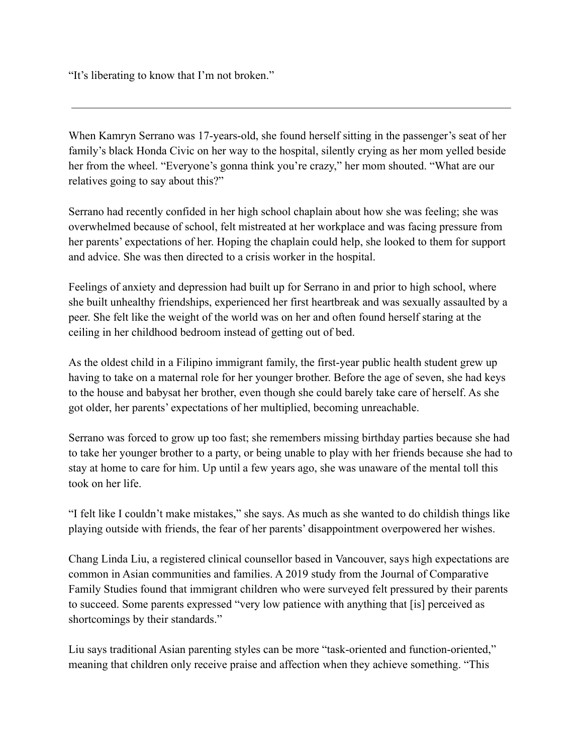"It's liberating to know that I'm not broken."

---

When Kamryn Serrano was 17-years-old, she found herself sitting in the passenger's seat of her family's black Honda Civic on her way to the hospital, silently crying as her mom yelled beside her from the wheel. "Everyone's gonna think you're crazy," her mom shouted. "What are our relatives going to say about this?"

Serrano had recently confided in her high school chaplain about how she was feeling; she was overwhelmed because of school, felt mistreated at her workplace and was facing pressure from her parents' expectations of her. Hoping the chaplain could help, she looked to them for support and advice. She was then directed to a crisis worker in the hospital.

Feelings of anxiety and depression had built up for Serrano in and prior to high school, where she built unhealthy friendships, experienced her first heartbreak and was sexually assaulted by a peer. She felt like the weight of the world was on her and often found herself staring at the ceiling in her childhood bedroom instead of getting out of bed.

As the oldest child in a Filipino immigrant family, the first-year public health student grew up having to take on a maternal role for her younger brother. Before the age of seven, she had keys to the house and babysat her brother, even though she could barely take care of herself. As she got older, her parents' expectations of her multiplied, becoming unreachable.

Serrano was forced to grow up too fast; she remembers missing birthday parties because she had to take her younger brother to a party, or being unable to play with her friends because she had to stay at home to care for him. Up until a few years ago, she was unaware of the mental toll this took on her life.

"I felt like I couldn't make mistakes," she says. As much as she wanted to do childish things like playing outside with friends, the fear of her parents' disappointment overpowered her wishes.

Chang Linda Liu, a registered clinical counsellor based in Vancouver, says high expectations are common in Asian communities and families. A 2019 study from the Journal of Comparative Family Studies found that immigrant children who were surveyed felt pressured by their parents to succeed. Some parents expressed "very low patience with anything that [is] perceived as shortcomings by their standards."

Liu says traditional Asian parenting styles can be more "task-oriented and function-oriented," meaning that children only receive praise and affection when they achieve something. "This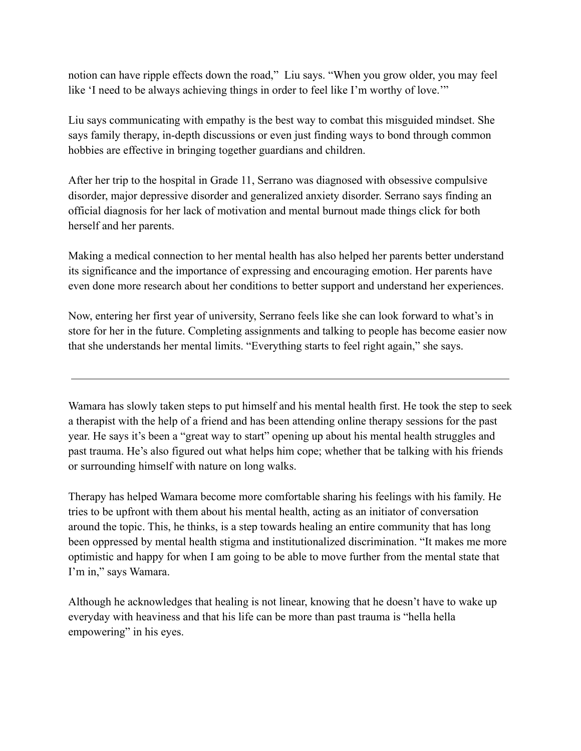notion can have ripple effects down the road," Liu says. "When you grow older, you may feel like 'I need to be always achieving things in order to feel like I'm worthy of love.'"

Liu says communicating with empathy is the best way to combat this misguided mindset. She says family therapy, in-depth discussions or even just finding ways to bond through common hobbies are effective in bringing together guardians and children.

After her trip to the hospital in Grade 11, Serrano was diagnosed with obsessive compulsive disorder, major depressive disorder and generalized anxiety disorder. Serrano says finding an official diagnosis for her lack of motivation and mental burnout made things click for both herself and her parents.

Making a medical connection to her mental health has also helped her parents better understand its significance and the importance of expressing and encouraging emotion. Her parents have even done more research about her conditions to better support and understand her experiences.

Now, entering her first year of university, Serrano feels like she can look forward to what's in store for her in the future. Completing assignments and talking to people has become easier now that she understands her mental limits. "Everything starts to feel right again," she says.

---

Wamara has slowly taken steps to put himself and his mental health first. He took the step to seek a therapist with the help of a friend and has been attending online therapy sessions for the past year. He says it's been a "great way to start" opening up about his mental health struggles and past trauma. He's also figured out what helps him cope; whether that be talking with his friends or surrounding himself with nature on long walks.

Therapy has helped Wamara become more comfortable sharing his feelings with his family. He tries to be upfront with them about his mental health, acting as an initiator of conversation around the topic. This, he thinks, is a step towards healing an entire community that has long been oppressed by mental health stigma and institutionalized discrimination. "It makes me more optimistic and happy for when I am going to be able to move further from the mental state that I'm in," says Wamara.

Although he acknowledges that healing is not linear, knowing that he doesn't have to wake up everyday with heaviness and that his life can be more than past trauma is "hella hella empowering" in his eyes.